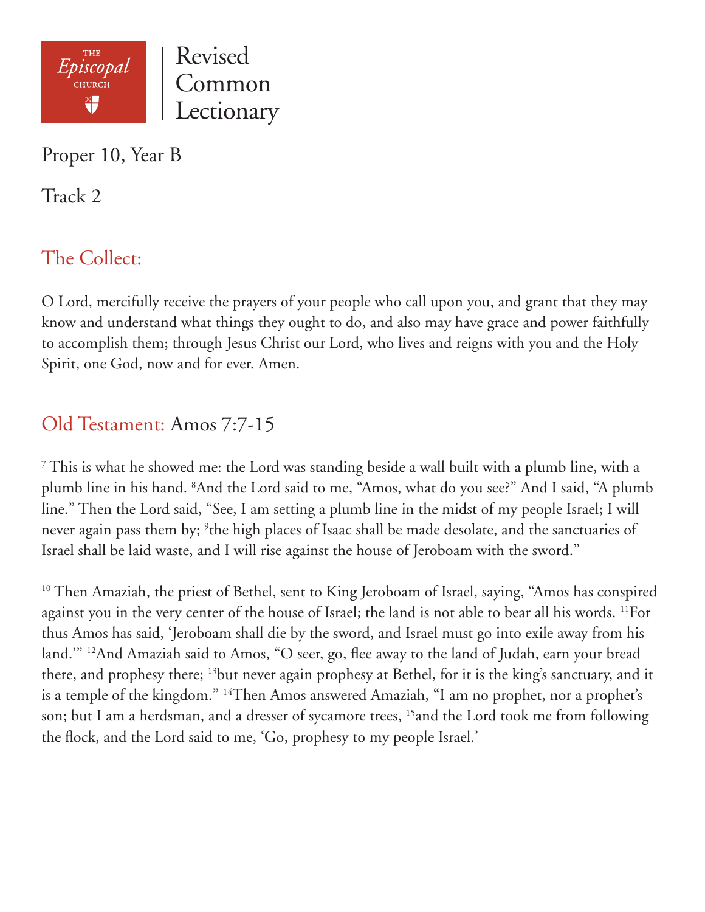THE *Episcopal* CHURCH

# Revised Common Lectionary

Proper 10, Year B

Track 2

## The Collect:

O Lord, mercifully receive the prayers of your people who call upon you, and grant that they may know and understand what things they ought to do, and also may have grace and power faithfully to accomplish them; through Jesus Christ our Lord, who lives and reigns with you and the Holy Spirit, one God, now and for ever. Amen.

## Old Testament: Amos 7:7-15

[7] This is what he showed me: the Lord was standing beside a wall built with a plumb line, with a plumb line in his hand. [8]And the Lord said to me, "Amos, what do you see?" And I said, "A plumb line." Then the Lord said, "See, I am setting a plumb line in the midst of my people Israel; I will never again pass them by; [9]the high places of Isaac shall be made desolate, and the sanctuaries of Israel shall be laid waste, and I will rise against the house of Jeroboam with the sword."

[10] Then Amaziah, the priest of Bethel, sent to King Jeroboam of Israel, saying, "Amos has conspired against you in the very center of the house of Israel; the land is not able to bear all his words. [11]For thus Amos has said, 'Jeroboam shall die by the sword, and Israel must go into exile away from his land.'" [12]And Amaziah said to Amos, "O seer, go, flee away to the land of Judah, earn your bread there, and prophesy there; [13]but never again prophesy at Bethel, for it is the king's sanctuary, and it is a temple of the kingdom." [14]Then Amos answered Amaziah, "I am no prophet, nor a prophet's son; but I am a herdsman, and a dresser of sycamore trees, [15]and the Lord took me from following the flock, and the Lord said to me, 'Go, prophesy to my people Israel.'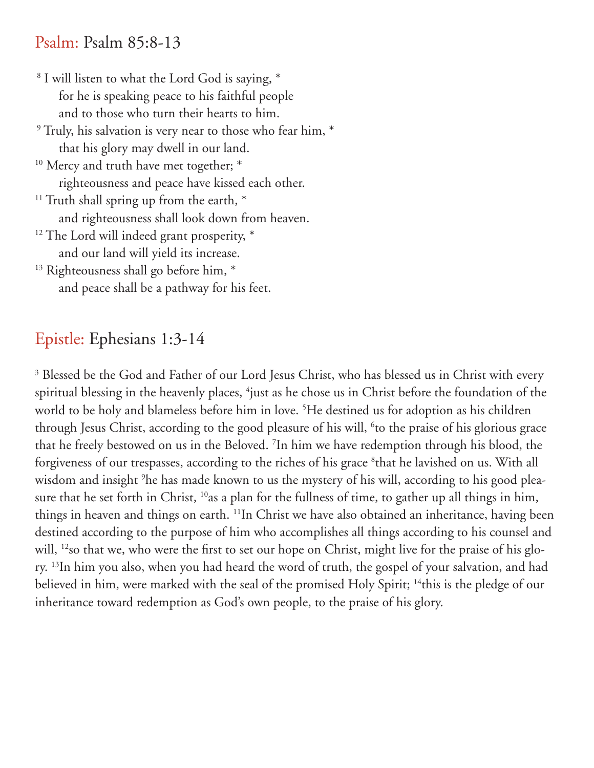## Psalm: Psalm 85:8-13

[8] I will listen to what the Lord God is saying, *
    for he is speaking peace to his faithful people
    and to those who turn their hearts to him.
[9] Truly, his salvation is very near to those who fear him, *
    that his glory may dwell in our land.
[10] Mercy and truth have met together; *
    righteousness and peace have kissed each other.
[11] Truth shall spring up from the earth, *
    and righteousness shall look down from heaven.
[12] The Lord will indeed grant prosperity, *
    and our land will yield its increase.
[13] Righteousness shall go before him, *
    and peace shall be a pathway for his feet.

## Epistle: Ephesians 1:3-14

[3] Blessed be the God and Father of our Lord Jesus Christ, who has blessed us in Christ with every spiritual blessing in the heavenly places, [4]just as he chose us in Christ before the foundation of the world to be holy and blameless before him in love. [5]He destined us for adoption as his children through Jesus Christ, according to the good pleasure of his will, [6]to the praise of his glorious grace that he freely bestowed on us in the Beloved. [7]In him we have redemption through his blood, the forgiveness of our trespasses, according to the riches of his grace [8]that he lavished on us. With all wisdom and insight [9]he has made known to us the mystery of his will, according to his good pleasure that he set forth in Christ, [10]as a plan for the fullness of time, to gather up all things in him, things in heaven and things on earth. [11]In Christ we have also obtained an inheritance, having been destined according to the purpose of him who accomplishes all things according to his counsel and will, [12]so that we, who were the first to set our hope on Christ, might live for the praise of his glory. [13]In him you also, when you had heard the word of truth, the gospel of your salvation, and had believed in him, were marked with the seal of the promised Holy Spirit; [14]this is the pledge of our inheritance toward redemption as God's own people, to the praise of his glory.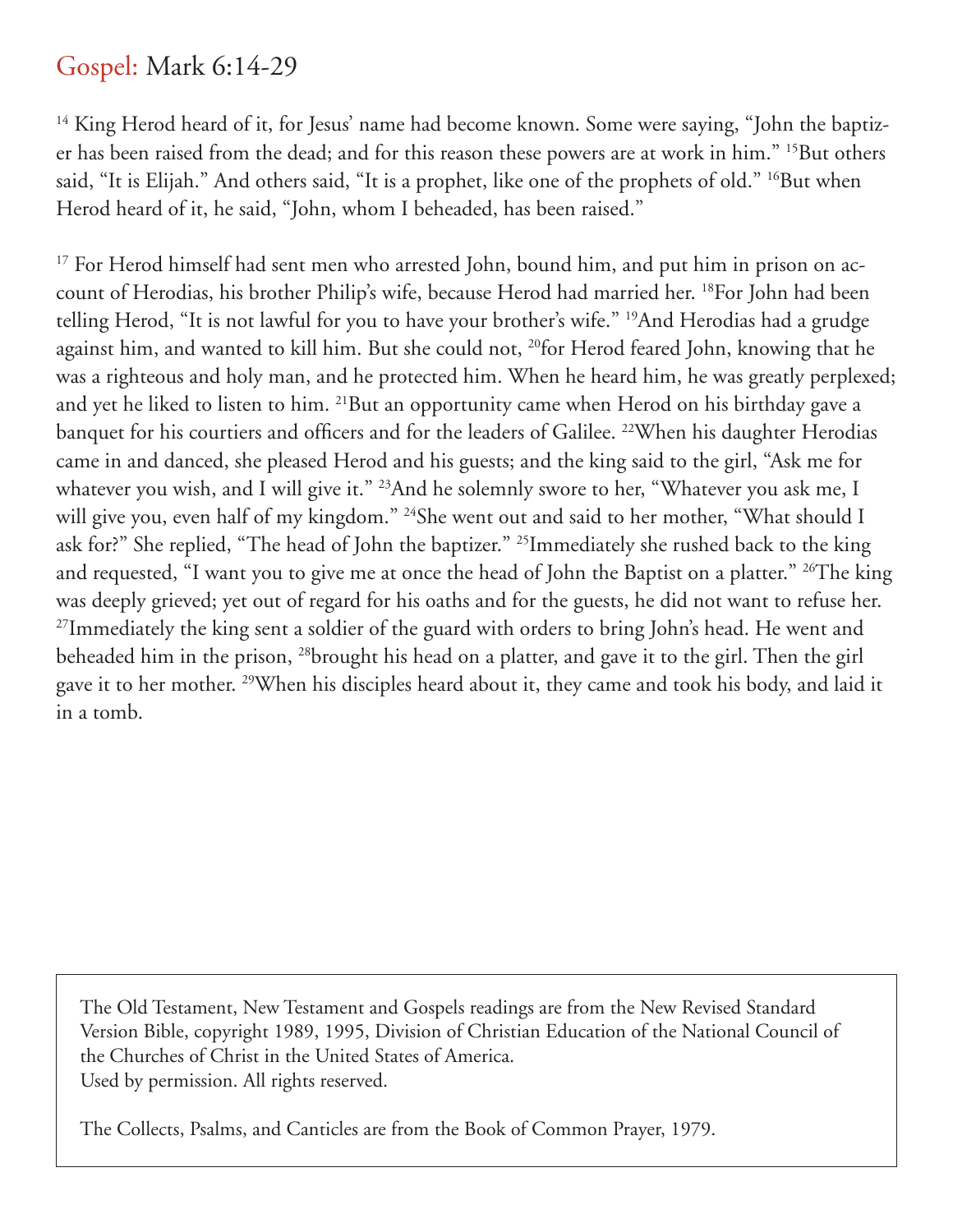## Gospel: Mark 6:14-29

[14] King Herod heard of it, for Jesus' name had become known. Some were saying, "John the baptizer has been raised from the dead; and for this reason these powers are at work in him." [15]But others said, "It is Elijah." And others said, "It is a prophet, like one of the prophets of old." [16]But when Herod heard of it, he said, "John, whom I beheaded, has been raised."

[17] For Herod himself had sent men who arrested John, bound him, and put him in prison on account of Herodias, his brother Philip's wife, because Herod had married her. [18]For John had been telling Herod, "It is not lawful for you to have your brother's wife." [19]And Herodias had a grudge against him, and wanted to kill him. But she could not, [20]for Herod feared John, knowing that he was a righteous and holy man, and he protected him. When he heard him, he was greatly perplexed; and yet he liked to listen to him. [21]But an opportunity came when Herod on his birthday gave a banquet for his courtiers and officers and for the leaders of Galilee. [22]When his daughter Herodias came in and danced, she pleased Herod and his guests; and the king said to the girl, "Ask me for whatever you wish, and I will give it." [23]And he solemnly swore to her, "Whatever you ask me, I will give you, even half of my kingdom." [24]She went out and said to her mother, "What should I ask for?" She replied, "The head of John the baptizer." [25]Immediately she rushed back to the king and requested, "I want you to give me at once the head of John the Baptist on a platter." [26]The king was deeply grieved; yet out of regard for his oaths and for the guests, he did not want to refuse her. [27]Immediately the king sent a soldier of the guard with orders to bring John's head. He went and beheaded him in the prison, [28]brought his head on a platter, and gave it to the girl. Then the girl gave it to her mother. [29]When his disciples heard about it, they came and took his body, and laid it in a tomb.

The Old Testament, New Testament and Gospels readings are from the New Revised Standard Version Bible, copyright 1989, 1995, Division of Christian Education of the National Council of the Churches of Christ in the United States of America.
Used by permission. All rights reserved.

The Collects, Psalms, and Canticles are from the Book of Common Prayer, 1979.